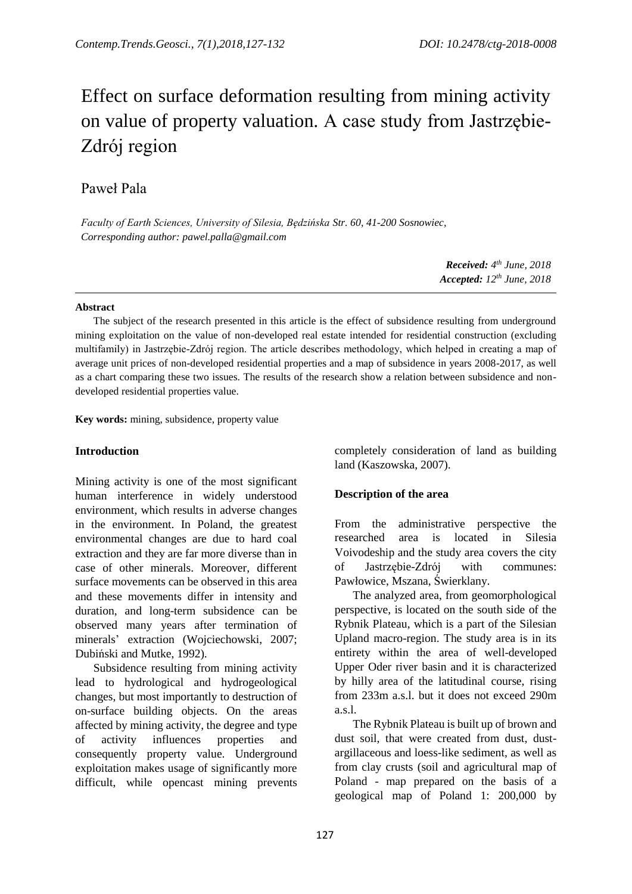# Effect on surface deformation resulting from mining activity on value of property valuation. A case study from Jastrzębie-Zdrój region

Paweł Pala

*Faculty of Earth Sciences, University of Silesia, Będzińska Str. 60, 41-200 Sosnowiec,*
*Corresponding author: pawel.palla@gmail.com*

***Received:** 4th June, 2018*
***Accepted:** 12th June, 2018*

---

**Abstract**

The subject of the research presented in this article is the effect of subsidence resulting from underground mining exploitation on the value of non-developed real estate intended for residential construction (excluding multifamily) in Jastrzębie-Zdrój region. The article describes methodology, which helped in creating a map of average unit prices of non-developed residential properties and a map of subsidence in years 2008-2017, as well as a chart comparing these two issues. The results of the research show a relation between subsidence and non-developed residential properties value.

**Key words:** mining, subsidence, property value

## Introduction

Mining activity is one of the most significant human interference in widely understood environment, which results in adverse changes in the environment. In Poland, the greatest environmental changes are due to hard coal extraction and they are far more diverse than in case of other minerals. Moreover, different surface movements can be observed in this area and these movements differ in intensity and duration, and long-term subsidence can be observed many years after termination of minerals' extraction (Wojciechowski, 2007; Dubiński and Mutke, 1992).

Subsidence resulting from mining activity lead to hydrological and hydrogeological changes, but most importantly to destruction of on-surface building objects. On the areas affected by mining activity, the degree and type of activity influences properties and consequently property value. Underground exploitation makes usage of significantly more difficult, while opencast mining prevents completely consideration of land as building land (Kaszowska, 2007).

## Description of the area

From the administrative perspective the researched area is located in Silesia Voivodeship and the study area covers the city of Jastrzębie-Zdrój with communes: Pawłowice, Mszana, Świerklany.

The analyzed area, from geomorphological perspective, is located on the south side of the Rybnik Plateau, which is a part of the Silesian Upland macro-region. The study area is in its entirety within the area of well-developed Upper Oder river basin and it is characterized by hilly area of the latitudinal course, rising from 233m a.s.l. but it does not exceed 290m a.s.l.

The Rybnik Plateau is built up of brown and dust soil, that were created from dust, dust-argillaceous and loess-like sediment, as well as from clay crusts (soil and agricultural map of Poland - map prepared on the basis of a geological map of Poland 1: 200,000 by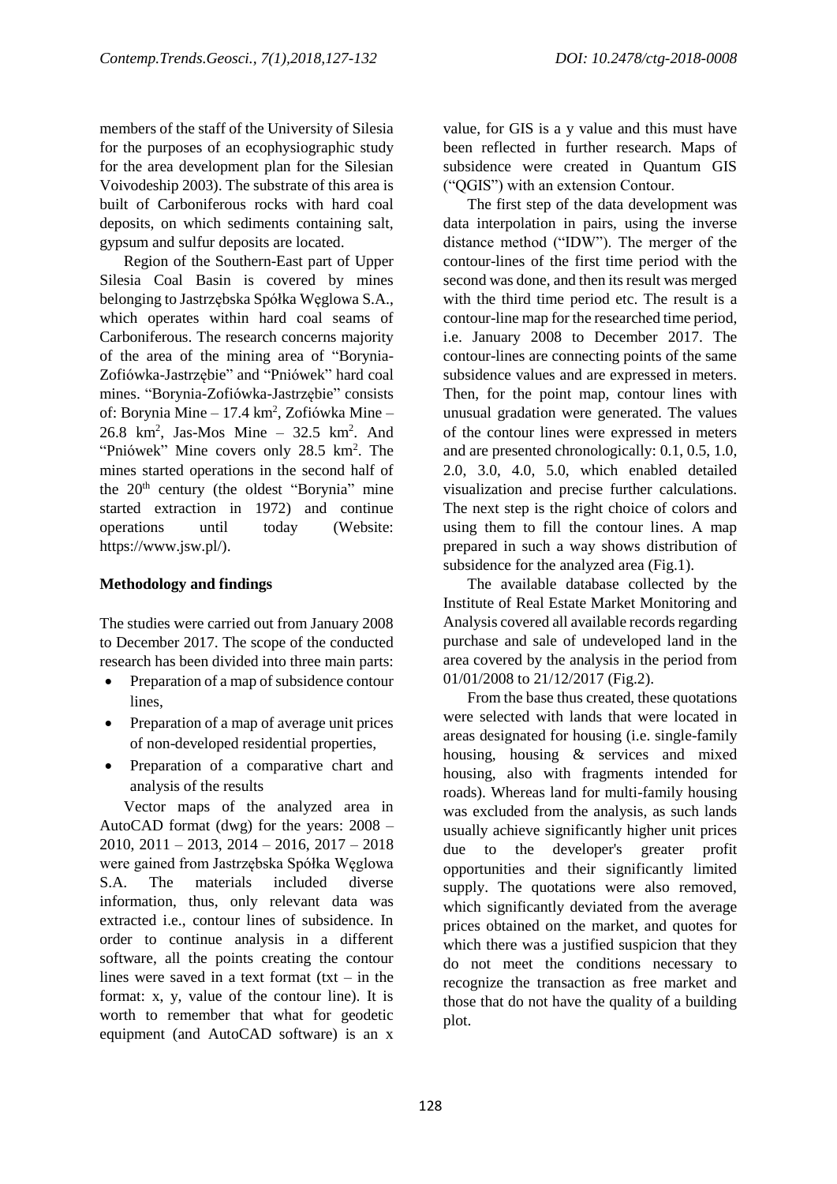members of the staff of the University of Silesia for the purposes of an ecophysiographic study for the area development plan for the Silesian Voivodeship 2003). The substrate of this area is built of Carboniferous rocks with hard coal deposits, on which sediments containing salt, gypsum and sulfur deposits are located.

Region of the Southern-East part of Upper Silesia Coal Basin is covered by mines belonging to Jastrzębska Spółka Węglowa S.A., which operates within hard coal seams of Carboniferous. The research concerns majority of the area of the mining area of "Borynia-Zofiówka-Jastrzębie" and "Pniówek" hard coal mines. "Borynia-Zofiówka-Jastrzębie" consists of: Borynia Mine – 17.4 km$^2$, Zofiówka Mine – 26.8 km$^2$, Jas-Mos Mine – 32.5 km$^2$. And "Pniówek" Mine covers only 28.5 km$^2$. The mines started operations in the second half of the 20$^{th}$ century (the oldest "Borynia" mine started extraction in 1972) and continue operations until today (Website: https://www.jsw.pl/).

**Methodology and findings**

The studies were carried out from January 2008 to December 2017. The scope of the conducted research has been divided into three main parts:

- Preparation of a map of subsidence contour lines,
- Preparation of a map of average unit prices of non-developed residential properties,
- Preparation of a comparative chart and analysis of the results

Vector maps of the analyzed area in AutoCAD format (dwg) for the years: 2008 – 2010, 2011 – 2013, 2014 – 2016, 2017 – 2018 were gained from Jastrzębska Spółka Węglowa S.A. The materials included diverse information, thus, only relevant data was extracted i.e., contour lines of subsidence. In order to continue analysis in a different software, all the points creating the contour lines were saved in a text format (txt – in the format: x, y, value of the contour line). It is worth to remember that what for geodetic equipment (and AutoCAD software) is an x value, for GIS is a y value and this must have been reflected in further research. Maps of subsidence were created in Quantum GIS ("QGIS") with an extension Contour.

The first step of the data development was data interpolation in pairs, using the inverse distance method ("IDW"). The merger of the contour-lines of the first time period with the second was done, and then its result was merged with the third time period etc. The result is a contour-line map for the researched time period, i.e. January 2008 to December 2017. The contour-lines are connecting points of the same subsidence values and are expressed in meters. Then, for the point map, contour lines with unusual gradation were generated. The values of the contour lines were expressed in meters and are presented chronologically: 0.1, 0.5, 1.0, 2.0, 3.0, 4.0, 5.0, which enabled detailed visualization and precise further calculations. The next step is the right choice of colors and using them to fill the contour lines. A map prepared in such a way shows distribution of subsidence for the analyzed area (Fig.1).

The available database collected by the Institute of Real Estate Market Monitoring and Analysis covered all available records regarding purchase and sale of undeveloped land in the area covered by the analysis in the period from 01/01/2008 to 21/12/2017 (Fig.2).

From the base thus created, these quotations were selected with lands that were located in areas designated for housing (i.e. single-family housing, housing & services and mixed housing, also with fragments intended for roads). Whereas land for multi-family housing was excluded from the analysis, as such lands usually achieve significantly higher unit prices due to the developer's greater profit opportunities and their significantly limited supply. The quotations were also removed, which significantly deviated from the average prices obtained on the market, and quotes for which there was a justified suspicion that they do not meet the conditions necessary to recognize the transaction as free market and those that do not have the quality of a building plot.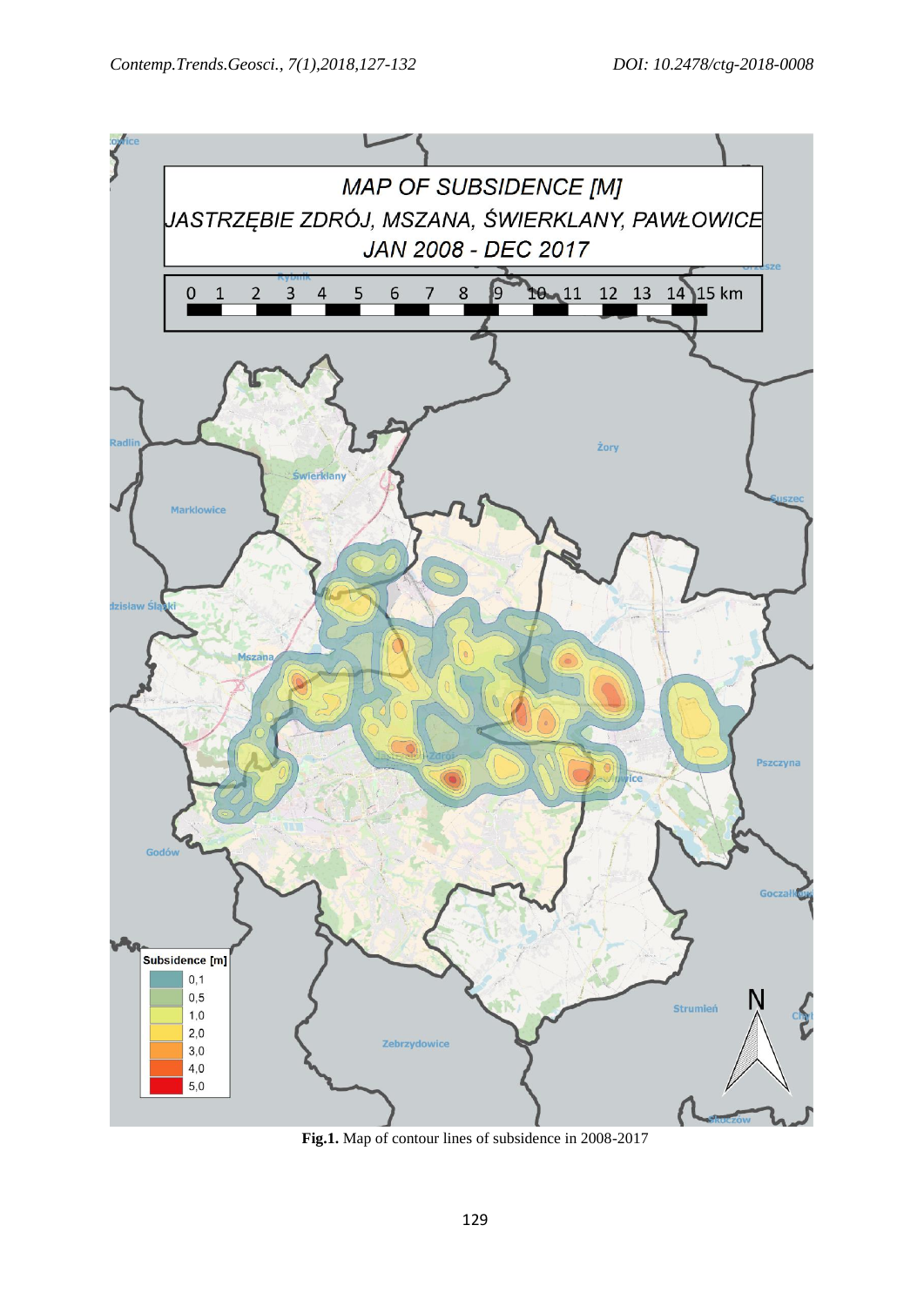MAP OF SUBSIDENCE [M]

JASTRZĘBIE ZDRÓJ, MSZANA, ŚWIERKLANY, PAWŁOWICE

JAN 2008 - DEC 2017

0 1 2 3 4 5 6 7 8 9 10 11 12 13 14 15 km

Subsidence [m]

0,1

0,5

1,0

2,0

3,0

4,0

5,0

N

**Fig.1.** Map of contour lines of subsidence in 2008-2017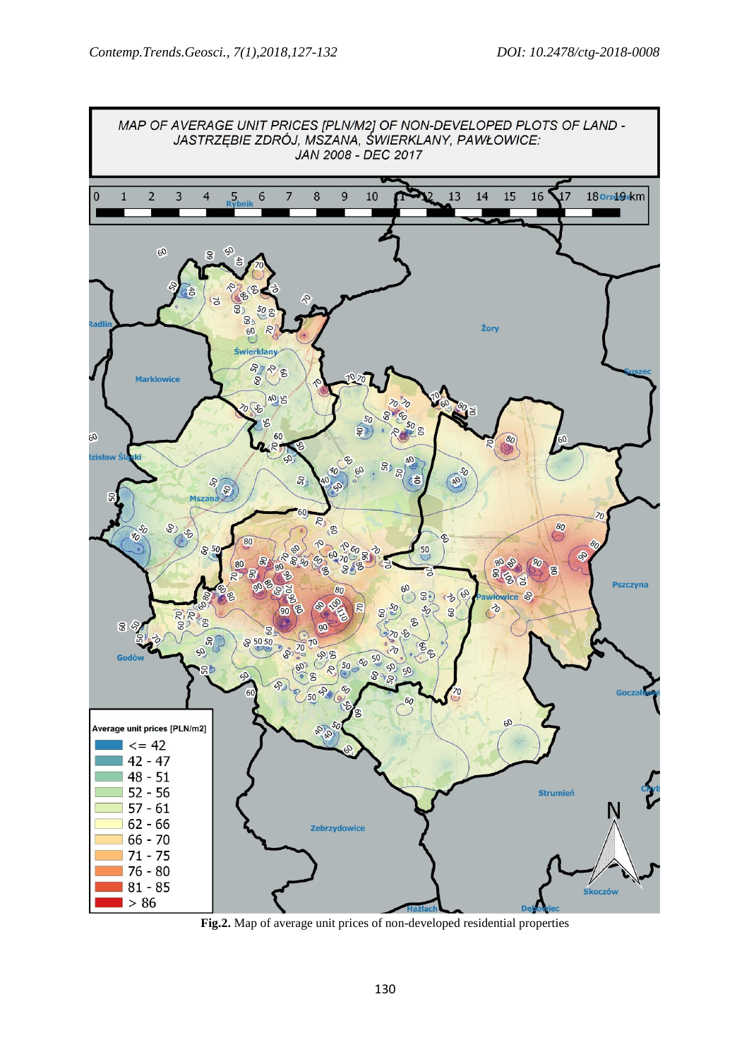MAP OF AVERAGE UNIT PRICES [PLN/M2] OF NON-DEVELOPED PLOTS OF LAND - JASTRZĘBIE ZDRÓJ, MSZANA, ŚWIERKLANY, PAWŁOWICE: JAN 2008 - DEC 2017

0 1 2 3 4 5 6 7 8 9 10 11 12 13 14 15 16 17 18 19 km

Rybnik

Radlin

Żory

Świerklany

Marklowice

Suszec

Wodzisław Śląski

Mszana

Pawłowice

Pszczyna

Godów

Goczałkowice

Strumień

Zebrzydowice

Hażlach

Dębowiec

Skoczów

Average unit prices [PLN/m2]

<= 42
42 - 47
48 - 51
52 - 56
57 - 61
62 - 66
66 - 70
71 - 75
76 - 80
81 - 85
> 86

N

**Fig.2.** Map of average unit prices of non-developed residential properties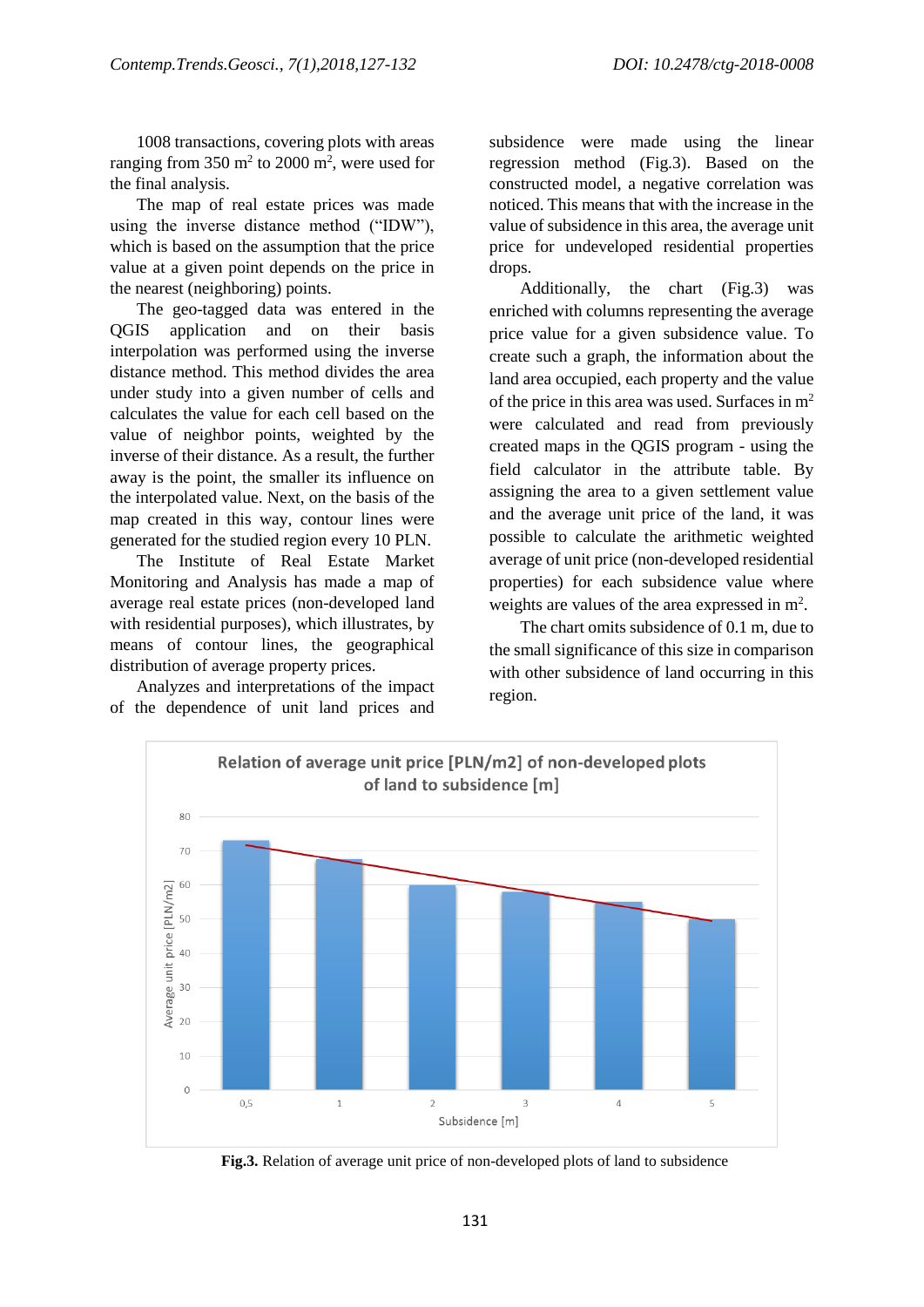1008 transactions, covering plots with areas ranging from 350 m$^2$ to 2000 m$^2$, were used for the final analysis.

The map of real estate prices was made using the inverse distance method ("IDW"), which is based on the assumption that the price value at a given point depends on the price in the nearest (neighboring) points.

The geo-tagged data was entered in the QGIS application and on their basis interpolation was performed using the inverse distance method. This method divides the area under study into a given number of cells and calculates the value for each cell based on the value of neighbor points, weighted by the inverse of their distance. As a result, the further away is the point, the smaller its influence on the interpolated value. Next, on the basis of the map created in this way, contour lines were generated for the studied region every 10 PLN.

The Institute of Real Estate Market Monitoring and Analysis has made a map of average real estate prices (non-developed land with residential purposes), which illustrates, by means of contour lines, the geographical distribution of average property prices.

Analyzes and interpretations of the impact of the dependence of unit land prices and subsidence were made using the linear regression method (Fig.3). Based on the constructed model, a negative correlation was noticed. This means that with the increase in the value of subsidence in this area, the average unit price for undeveloped residential properties drops.

Additionally, the chart (Fig.3) was enriched with columns representing the average price value for a given subsidence value. To create such a graph, the information about the land area occupied, each property and the value of the price in this area was used. Surfaces in m$^2$ were calculated and read from previously created maps in the QGIS program - using the field calculator in the attribute table. By assigning the area to a given settlement value and the average unit price of the land, it was possible to calculate the arithmetic weighted average of unit price (non-developed residential properties) for each subsidence value where weights are values of the area expressed in m$^2$.

The chart omits subsidence of 0.1 m, due to the small significance of this size in comparison with other subsidence of land occurring in this region.

**Fig.3.** Relation of average unit price of non-developed plots of land to subsidence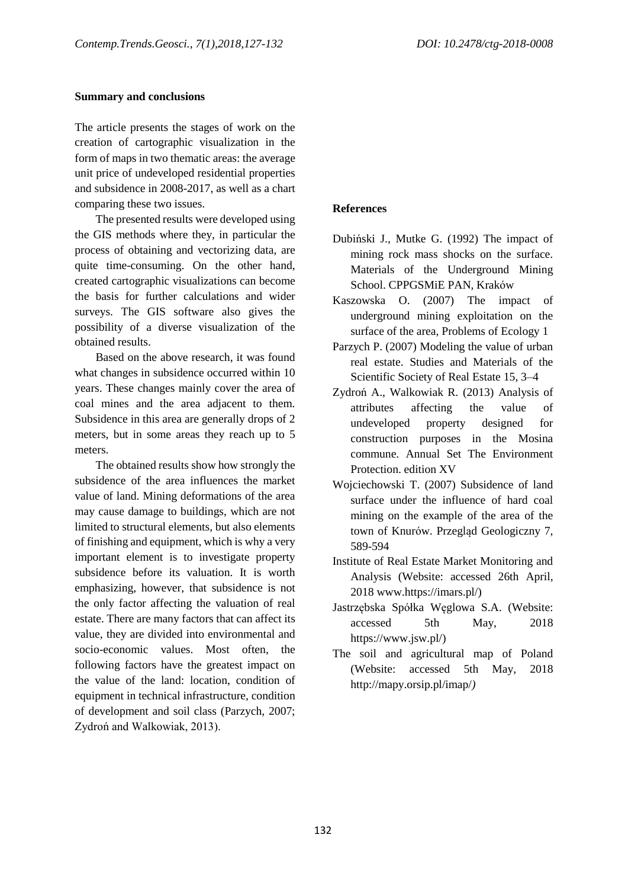## Summary and conclusions

The article presents the stages of work on the creation of cartographic visualization in the form of maps in two thematic areas: the average unit price of undeveloped residential properties and subsidence in 2008-2017, as well as a chart comparing these two issues.

The presented results were developed using the GIS methods where they, in particular the process of obtaining and vectorizing data, are quite time-consuming. On the other hand, created cartographic visualizations can become the basis for further calculations and wider surveys. The GIS software also gives the possibility of a diverse visualization of the obtained results.

Based on the above research, it was found what changes in subsidence occurred within 10 years. These changes mainly cover the area of coal mines and the area adjacent to them. Subsidence in this area are generally drops of 2 meters, but in some areas they reach up to 5 meters.

The obtained results show how strongly the subsidence of the area influences the market value of land. Mining deformations of the area may cause damage to buildings, which are not limited to structural elements, but also elements of finishing and equipment, which is why a very important element is to investigate property subsidence before its valuation. It is worth emphasizing, however, that subsidence is not the only factor affecting the valuation of real estate. There are many factors that can affect its value, they are divided into environmental and socio-economic values. Most often, the following factors have the greatest impact on the value of the land: location, condition of equipment in technical infrastructure, condition of development and soil class (Parzych, 2007; Zydroń and Walkowiak, 2013).

## References

Dubiński J., Mutke G. (1992) The impact of mining rock mass shocks on the surface. Materials of the Underground Mining School. CPPGSMiE PAN, Kraków

Kaszowska O. (2007) The impact of underground mining exploitation on the surface of the area, Problems of Ecology 1

Parzych P. (2007) Modeling the value of urban real estate. Studies and Materials of the Scientific Society of Real Estate 15, 3–4

Zydroń A., Walkowiak R. (2013) Analysis of attributes affecting the value of undeveloped property designed for construction purposes in the Mosina commune. Annual Set The Environment Protection. edition XV

Wojciechowski T. (2007) Subsidence of land surface under the influence of hard coal mining on the example of the area of the town of Knurów. Przegląd Geologiczny 7, 589-594

Institute of Real Estate Market Monitoring and Analysis (Website: accessed 26th April, 2018 www.https://imars.pl/)

Jastrzębska Spółka Węglowa S.A. (Website: accessed 5th May, 2018 https://www.jsw.pl/)

The soil and agricultural map of Poland (Website: accessed 5th May, 2018 http://mapy.orsip.pl/imap/)